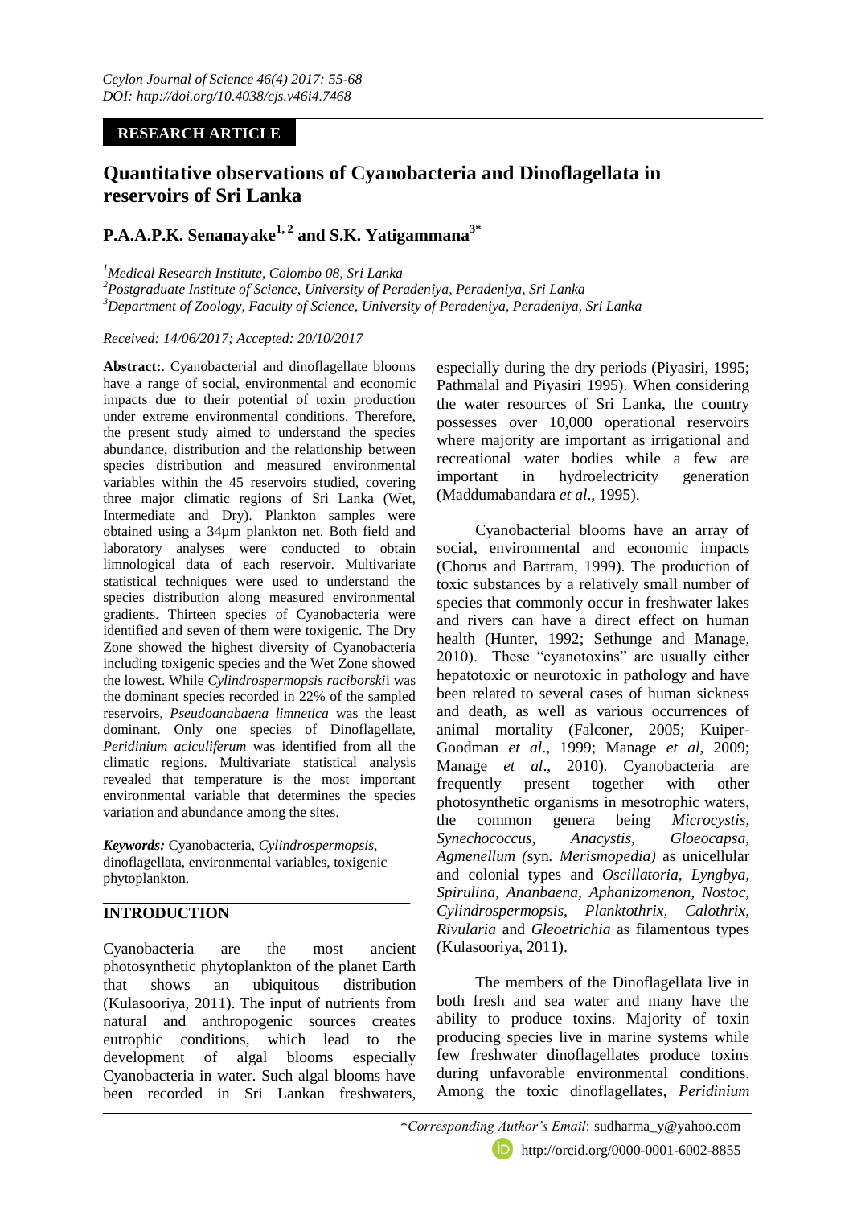*Ceylon Journal of Science 46(4) 2017: 55-68*
*DOI: http://doi.org/10.4038/cjs.v46i4.7468*

**RESEARCH ARTICLE**

# Quantitative observations of Cyanobacteria and Dinoflagellata in reservoirs of Sri Lanka

**P.A.A.P.K. Senanayake[1, 2] and S.K. Yatigammana[3*]**

[1]*Medical Research Institute, Colombo 08, Sri Lanka*
[2]*Postgraduate Institute of Science, University of Peradeniya, Peradeniya, Sri Lanka*
[3]*Department of Zoology, Faculty of Science, University of Peradeniya, Peradeniya, Sri Lanka*

*Received: 14/06/2017; Accepted: 20/10/2017*

**Abstract:**. Cyanobacterial and dinoflagellate blooms have a range of social, environmental and economic impacts due to their potential of toxin production under extreme environmental conditions. Therefore, the present study aimed to understand the species abundance, distribution and the relationship between species distribution and measured environmental variables within the 45 reservoirs studied, covering three major climatic regions of Sri Lanka (Wet, Intermediate and Dry). Plankton samples were obtained using a 34µm plankton net. Both field and laboratory analyses were conducted to obtain limnological data of each reservoir. Multivariate statistical techniques were used to understand the species distribution along measured environmental gradients. Thirteen species of Cyanobacteria were identified and seven of them were toxigenic. The Dry Zone showed the highest diversity of Cyanobacteria including toxigenic species and the Wet Zone showed the lowest. While *Cylindrospermopsis raciborskii* was the dominant species recorded in 22% of the sampled reservoirs, *Pseudoanabaena limnetica* was the least dominant. Only one species of Dinoflagellate, *Peridinium aciculiferum* was identified from all the climatic regions. Multivariate statistical analysis revealed that temperature is the most important environmental variable that determines the species variation and abundance among the sites.

***Keywords:*** Cyanobacteria, *Cylindrospermopsis*, dinoflagellata, environmental variables, toxigenic phytoplankton.

## INTRODUCTION

Cyanobacteria are the most ancient photosynthetic phytoplankton of the planet Earth that shows an ubiquitous distribution (Kulasooriya, 2011). The input of nutrients from natural and anthropogenic sources creates eutrophic conditions, which lead to the development of algal blooms especially Cyanobacteria in water. Such algal blooms have been recorded in Sri Lankan freshwaters, especially during the dry periods (Piyasiri, 1995; Pathmalal and Piyasiri 1995). When considering the water resources of Sri Lanka, the country possesses over 10,000 operational reservoirs where majority are important as irrigational and recreational water bodies while a few are important in hydroelectricity generation (Maddumabandara *et al*., 1995).

Cyanobacterial blooms have an array of social, environmental and economic impacts (Chorus and Bartram, 1999). The production of toxic substances by a relatively small number of species that commonly occur in freshwater lakes and rivers can have a direct effect on human health (Hunter, 1992; Sethunge and Manage, 2010). These "cyanotoxins" are usually either hepatotoxic or neurotoxic in pathology and have been related to several cases of human sickness and death, as well as various occurrences of animal mortality (Falconer, 2005; Kuiper-Goodman *et al*., 1999; Manage *et al*, 2009; Manage *et al*., 2010). Cyanobacteria are frequently present together with other photosynthetic organisms in mesotrophic waters, the common genera being *Microcystis*, *Synechococcus*, *Anacystis*, *Gloeocapsa*, *Agmenellum (*syn. *Merismopedia)* as unicellular and colonial types and *Oscillatoria*, *Lyngbya*, *Spirulina*, *Ananbaena*, *Aphanizomenon*, *Nostoc*, *Cylindrospermopsis*, *Planktothrix*, *Calothrix*, *Rivularia* and *Gleoetrichia* as filamentous types (Kulasooriya, 2011).

The members of the Dinoflagellata live in both fresh and sea water and many have the ability to produce toxins. Majority of toxin producing species live in marine systems while few freshwater dinoflagellates produce toxins during unfavorable environmental conditions. Among the toxic dinoflagellates, *Peridinium*

*\*Corresponding Author's Email*: sudharma_y@yahoo.com
http://orcid.org/0000-0001-6002-8855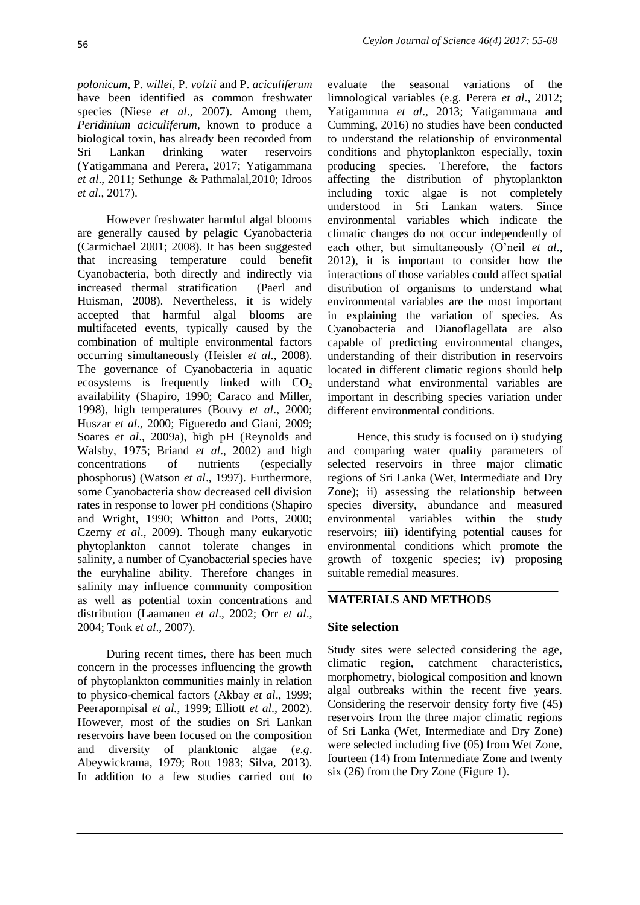*polonicum*, P. *willei*, P. *volzii* and P. *aciculiferum* have been identified as common freshwater species (Niese *et al*., 2007). Among them, *Peridinium aciculiferum,* known to produce a biological toxin, has already been recorded from Sri Lankan drinking water reservoirs (Yatigammana and Perera, 2017; Yatigammana *et al*., 2011; Sethunge & Pathmalal,2010; Idroos *et al*., 2017).

However freshwater harmful algal blooms are generally caused by pelagic Cyanobacteria (Carmichael 2001; 2008). It has been suggested that increasing temperature could benefit Cyanobacteria, both directly and indirectly via increased thermal stratification (Paerl and Huisman, 2008). Nevertheless, it is widely accepted that harmful algal blooms are multifaceted events, typically caused by the combination of multiple environmental factors occurring simultaneously (Heisler *et al*., 2008). The governance of Cyanobacteria in aquatic ecosystems is frequently linked with $CO_2$ availability (Shapiro, 1990; Caraco and Miller, 1998), high temperatures (Bouvy *et al*., 2000; Huszar *et al*., 2000; Figueredo and Giani, 2009; Soares *et al*., 2009a), high pH (Reynolds and Walsby, 1975; Briand *et al*., 2002) and high concentrations of nutrients (especially phosphorus) (Watson *et al*., 1997). Furthermore, some Cyanobacteria show decreased cell division rates in response to lower pH conditions (Shapiro and Wright, 1990; Whitton and Potts, 2000; Czerny *et al*., 2009). Though many eukaryotic phytoplankton cannot tolerate changes in salinity, a number of Cyanobacterial species have the euryhaline ability. Therefore changes in salinity may influence community composition as well as potential toxin concentrations and distribution (Laamanen *et al*., 2002; Orr *et al*., 2004; Tonk *et al*., 2007).

During recent times, there has been much concern in the processes influencing the growth of phytoplankton communities mainly in relation to physico-chemical factors (Akbay *et al*., 1999; Peerapornpisal *et al.*, 1999; Elliott *et al*., 2002). However, most of the studies on Sri Lankan reservoirs have been focused on the composition and diversity of planktonic algae (*e.g*. Abeywickrama, 1979; Rott 1983; Silva, 2013). In addition to a few studies carried out to evaluate the seasonal variations of the limnological variables (e.g. Perera *et al*., 2012; Yatigammna *et al*., 2013; Yatigammana and Cumming, 2016) no studies have been conducted to understand the relationship of environmental conditions and phytoplankton especially, toxin producing species. Therefore, the factors affecting the distribution of phytoplankton including toxic algae is not completely understood in Sri Lankan waters. Since environmental variables which indicate the climatic changes do not occur independently of each other, but simultaneously (O'neil *et al*., 2012), it is important to consider how the interactions of those variables could affect spatial distribution of organisms to understand what environmental variables are the most important in explaining the variation of species. As Cyanobacteria and Dianoflagellata are also capable of predicting environmental changes, understanding of their distribution in reservoirs located in different climatic regions should help understand what environmental variables are important in describing species variation under different environmental conditions.

Hence, this study is focused on i) studying and comparing water quality parameters of selected reservoirs in three major climatic regions of Sri Lanka (Wet, Intermediate and Dry Zone); ii) assessing the relationship between species diversity, abundance and measured environmental variables within the study reservoirs; iii) identifying potential causes for environmental conditions which promote the growth of toxgenic species; iv) proposing suitable remedial measures.

## MATERIALS AND METHODS

### Site selection

Study sites were selected considering the age, climatic region, catchment characteristics, morphometry, biological composition and known algal outbreaks within the recent five years. Considering the reservoir density forty five (45) reservoirs from the three major climatic regions of Sri Lanka (Wet, Intermediate and Dry Zone) were selected including five (05) from Wet Zone, fourteen (14) from Intermediate Zone and twenty six (26) from the Dry Zone (Figure 1).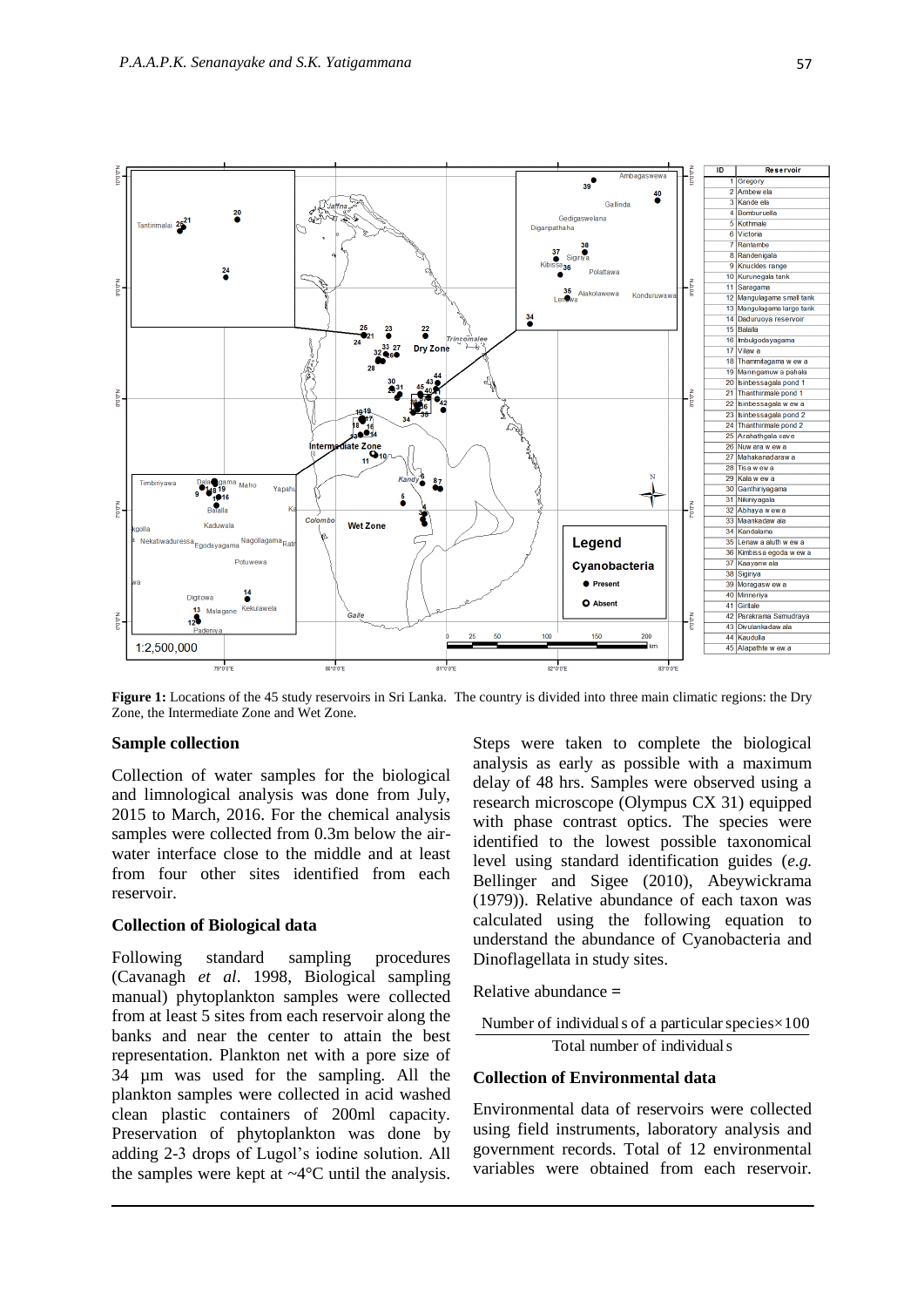| ID | Reservoir |
|---|---|
| 1 | Gregory |
| 2 | Ambewela |
| 3 | Kande ela |
| 4 | Bomburuella |
| 5 | Kothmale |
| 6 | Victoria |
| 7 | Rantembe |
| 8 | Randenigala |
| 9 | Knuckles range |
| 10 | Kurunegala tank |
| 11 | Saragama |
| 12 | Mangulagama small tank |
| 13 | Mangulagama large tank |
| 14 | Daduruoya reservoir |
| 15 | Balalla |
| 16 | Imbulgodayagama |
| 17 | Vilewa |
| 18 | Thammitagama wewa |
| 19 | Maningamuwa pahala |
| 20 | Isinbessagala pond 1 |
| 21 | Thanthirimale pond 1 |
| 22 | Isinbessagala wewa |
| 23 | Isinbessagala pond 2 |
| 24 | Thanthirimale pond 2 |
| 25 | Arahathgala cave |
| 26 | Nuwara wewa |
| 27 | Mahakanadarawa |
| 28 | Tisa wewa |
| 29 | Kala wewa |
| 30 | Ganthiriyagama |
| 31 | Nikiniyagala |
| 32 | Abhaya wewa |
| 33 | Maankadawala |
| 34 | Kandalama |
| 35 | Lenawa aluth wewa |
| 36 | Kimbissa egoda wewa |
| 37 | Kaayanwala |
| 38 | Sigiriya |
| 39 | Moragaswewa |
| 40 | Minneriya |
| 41 | Giritale |
| 42 | Parakrama Samudraya |
| 43 | Divulankadawala |
| 44 | Kaudulla |
| 45 | Alapathte wewa |

Legend
Cyanobacteria
Present
Absent

Dry Zone
Intermediate Zone
Wet Zone
1:2,500,000

**Figure 1:** Locations of the 45 study reservoirs in Sri Lanka. The country is divided into three main climatic regions: the Dry Zone, the Intermediate Zone and Wet Zone.

### Sample collection

Collection of water samples for the biological and limnological analysis was done from July, 2015 to March, 2016. For the chemical analysis samples were collected from 0.3m below the air-water interface close to the middle and at least from four other sites identified from each reservoir.

### Collection of Biological data

Following standard sampling procedures (Cavanagh *et al*. 1998, Biological sampling manual) phytoplankton samples were collected from at least 5 sites from each reservoir along the banks and near the center to attain the best representation. Plankton net with a pore size of 34 µm was used for the sampling. All the plankton samples were collected in acid washed clean plastic containers of 200ml capacity. Preservation of phytoplankton was done by adding 2-3 drops of Lugol's iodine solution. All the samples were kept at ~4°C until the analysis. Steps were taken to complete the biological analysis as early as possible with a maximum delay of 48 hrs. Samples were observed using a research microscope (Olympus CX 31) equipped with phase contrast optics. The species were identified to the lowest possible taxonomical level using standard identification guides (*e.g.* Bellinger and Sigee (2010), Abeywickrama (1979)). Relative abundance of each taxon was calculated using the following equation to understand the abundance of Cyanobacteria and Dinoflagellata in study sites.

Relative abundance =

$$\frac{\text{Number of individuals of a particular species} \times 100}{\text{Total number of individuals}}$$

### Collection of Environmental data

Environmental data of reservoirs were collected using field instruments, laboratory analysis and government records. Total of 12 environmental variables were obtained from each reservoir.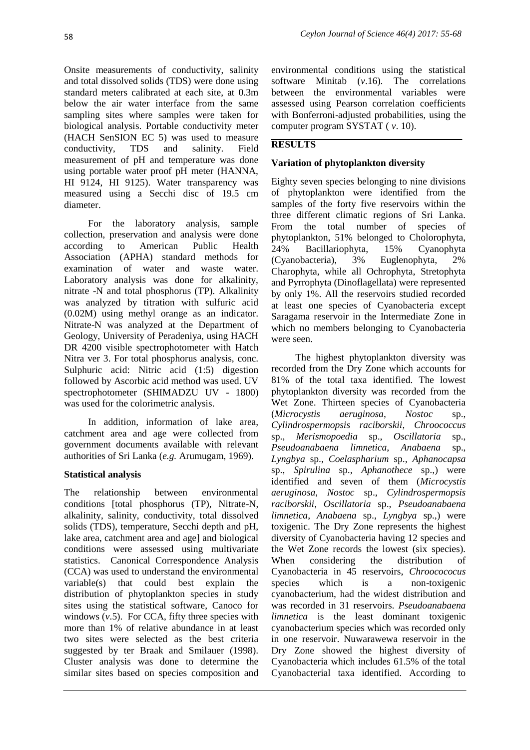Onsite measurements of conductivity, salinity and total dissolved solids (TDS) were done using standard meters calibrated at each site, at 0.3m below the air water interface from the same sampling sites where samples were taken for biological analysis. Portable conductivity meter (HACH SenSION EC 5) was used to measure conductivity, TDS and salinity. Field measurement of pH and temperature was done using portable water proof pH meter (HANNA, HI 9124, HI 9125). Water transparency was measured using a Secchi disc of 19.5 cm diameter.

For the laboratory analysis, sample collection, preservation and analysis were done according to American Public Health Association (APHA) standard methods for examination of water and waste water. Laboratory analysis was done for alkalinity, nitrate -N and total phosphorus (TP). Alkalinity was analyzed by titration with sulfuric acid (0.02M) using methyl orange as an indicator. Nitrate-N was analyzed at the Department of Geology, University of Peradeniya, using HACH DR 4200 visible spectrophotometer with Hatch Nitra ver 3. For total phosphorus analysis, conc. Sulphuric acid: Nitric acid (1:5) digestion followed by Ascorbic acid method was used. UV spectrophotometer (SHIMADZU UV - 1800) was used for the colorimetric analysis.

In addition, information of lake area, catchment area and age were collected from government documents available with relevant authorities of Sri Lanka (*e.g.* Arumugam, 1969).

### Statistical analysis

The relationship between environmental conditions [total phosphorus (TP), Nitrate-N, alkalinity, salinity, conductivity, total dissolved solids (TDS), temperature, Secchi depth and pH, lake area, catchment area and age] and biological conditions were assessed using multivariate statistics. Canonical Correspondence Analysis (CCA) was used to understand the environmental variable(s) that could best explain the distribution of phytoplankton species in study sites using the statistical software, Canoco for windows (*v*.5). For CCA, fifty three species with more than 1% of relative abundance in at least two sites were selected as the best criteria suggested by ter Braak and Smilauer (1998). Cluster analysis was done to determine the similar sites based on species composition and environmental conditions using the statistical software Minitab (*v*.16). The correlations between the environmental variables were assessed using Pearson correlation coefficients with Bonferroni-adjusted probabilities, using the computer program SYSTAT ( *v*. 10).

## RESULTS

### Variation of phytoplankton diversity

Eighty seven species belonging to nine divisions of phytoplankton were identified from the samples of the forty five reservoirs within the three different climatic regions of Sri Lanka. From the total number of species of phytoplankton, 51% belonged to Cholorophyta, 24% Bacillariophyta, 15% Cyanophyta (Cyanobacteria), 3% Euglenophyta, 2% Charophyta, while all Ochrophyta, Stretophyta and Pyrrophyta (Dinoflagellata) were represented by only 1%. All the reservoirs studied recorded at least one species of Cyanobacteria except Saragama reservoir in the Intermediate Zone in which no members belonging to Cyanobacteria were seen.

The highest phytoplankton diversity was recorded from the Dry Zone which accounts for 81% of the total taxa identified. The lowest phytoplankton diversity was recorded from the Wet Zone. Thirteen species of Cyanobacteria (*Microcystis aeruginosa*, *Nostoc* sp., *Cylindrospermopsis raciborskii*, *Chroococcus* sp., *Merismopoedia* sp., *Oscillatoria* sp., *Pseudoanabaena limnetica*, *Anabaena* sp., *Lyngbya* sp., *Coelaspharium* sp., *Aphanocapsa* sp., *Spirulina* sp., *Aphanothece* sp.,) were identified and seven of them (*Microcystis aeruginosa*, *Nostoc* sp., *Cylindrospermopsis raciborskii*, *Oscillatoria* sp., *Pseudoanabaena limnetica*, *Anabaena* sp., *Lyngbya* sp.,) were toxigenic. The Dry Zone represents the highest diversity of Cyanobacteria having 12 species and the Wet Zone records the lowest (six species). When considering the distribution of Cyanobacteria in 45 reservoirs, *Chroococous* species which is a non-toxigenic cyanobacterium, had the widest distribution and was recorded in 31 reservoirs. *Pseudoanabaena limnetica* is the least dominant toxigenic cyanobacterium species which was recorded only in one reservoir. Nuwarawewa reservoir in the Dry Zone showed the highest diversity of Cyanobacteria which includes 61.5% of the total Cyanobacterial taxa identified. According to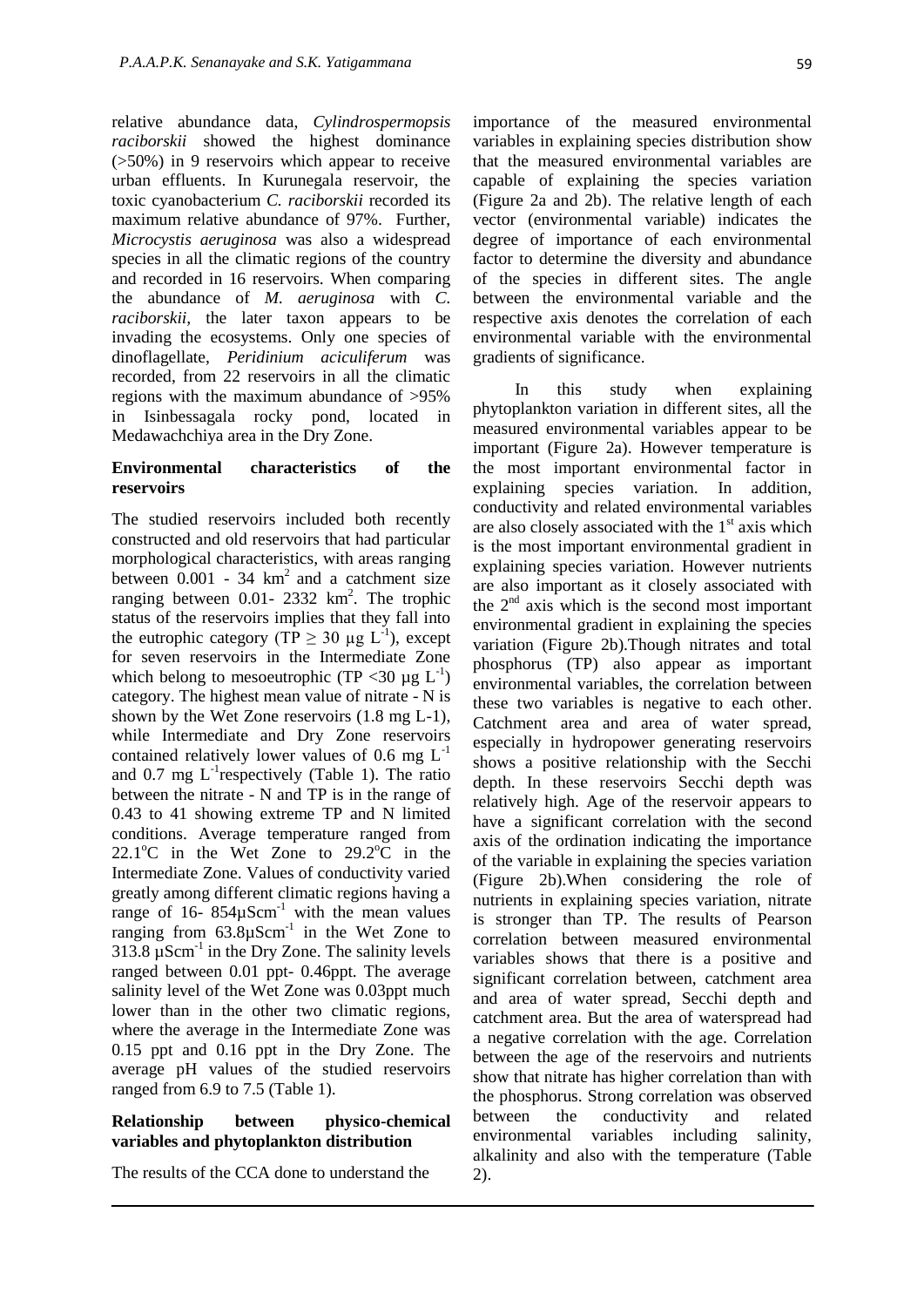relative abundance data, *Cylindrospermopsis raciborskii* showed the highest dominance (>50%) in 9 reservoirs which appear to receive urban effluents. In Kurunegala reservoir, the toxic cyanobacterium *C. raciborskii* recorded its maximum relative abundance of 97%. Further, *Microcystis aeruginosa* was also a widespread species in all the climatic regions of the country and recorded in 16 reservoirs. When comparing the abundance of *M. aeruginosa* with *C. raciborskii*, the later taxon appears to be invading the ecosystems. Only one species of dinoflagellate, *Peridinium aciculiferum* was recorded, from 22 reservoirs in all the climatic regions with the maximum abundance of >95% in Isinbessagala rocky pond, located in Medawachchiya area in the Dry Zone.

### Environmental characteristics of the reservoirs

The studied reservoirs included both recently constructed and old reservoirs that had particular morphological characteristics, with areas ranging between 0.001 - 34 $km^2$ and a catchment size ranging between 0.01- 2332 $km^2$. The trophic status of the reservoirs implies that they fall into the eutrophic category (TP ≥ 30 µg $L^{-1}$), except for seven reservoirs in the Intermediate Zone which belong to mesoeutrophic (TP <30 µg $L^{-1}$) category. The highest mean value of nitrate - N is shown by the Wet Zone reservoirs (1.8 mg L-1), while Intermediate and Dry Zone reservoirs contained relatively lower values of 0.6 mg $L^{-1}$ and 0.7 mg $L^{-1}$respectively (Table 1). The ratio between the nitrate - N and TP is in the range of 0.43 to 41 showing extreme TP and N limited conditions. Average temperature ranged from 22.1$^{o}$C in the Wet Zone to 29.2$^{o}$C in the Intermediate Zone. Values of conductivity varied greatly among different climatic regions having a range of 16- 854µS$cm^{-1}$ with the mean values ranging from 63.8µS$cm^{-1}$ in the Wet Zone to 313.8 µS$cm^{-1}$ in the Dry Zone. The salinity levels ranged between 0.01 ppt- 0.46ppt. The average salinity level of the Wet Zone was 0.03ppt much lower than in the other two climatic regions, where the average in the Intermediate Zone was 0.15 ppt and 0.16 ppt in the Dry Zone. The average pH values of the studied reservoirs ranged from 6.9 to 7.5 (Table 1).

### Relationship between physico-chemical variables and phytoplankton distribution

The results of the CCA done to understand the importance of the measured environmental variables in explaining species distribution show that the measured environmental variables are capable of explaining the species variation (Figure 2a and 2b). The relative length of each vector (environmental variable) indicates the degree of importance of each environmental factor to determine the diversity and abundance of the species in different sites. The angle between the environmental variable and the respective axis denotes the correlation of each environmental variable with the environmental gradients of significance.

In this study when explaining phytoplankton variation in different sites, all the measured environmental variables appear to be important (Figure 2a). However temperature is the most important environmental factor in explaining species variation. In addition, conductivity and related environmental variables are also closely associated with the 1$^{st}$ axis which is the most important environmental gradient in explaining species variation. However nutrients are also important as it closely associated with the 2$^{nd}$ axis which is the second most important environmental gradient in explaining the species variation (Figure 2b).Though nitrates and total phosphorus (TP) also appear as important environmental variables, the correlation between these two variables is negative to each other. Catchment area and area of water spread, especially in hydropower generating reservoirs shows a positive relationship with the Secchi depth. In these reservoirs Secchi depth was relatively high. Age of the reservoir appears to have a significant correlation with the second axis of the ordination indicating the importance of the variable in explaining the species variation (Figure 2b).When considering the role of nutrients in explaining species variation, nitrate is stronger than TP. The results of Pearson correlation between measured environmental variables shows that there is a positive and significant correlation between, catchment area and area of water spread, Secchi depth and catchment area. But the area of waterspread had a negative correlation with the age. Correlation between the age of the reservoirs and nutrients show that nitrate has higher correlation than with the phosphorus. Strong correlation was observed between the conductivity and related environmental variables including salinity, alkalinity and also with the temperature (Table 2).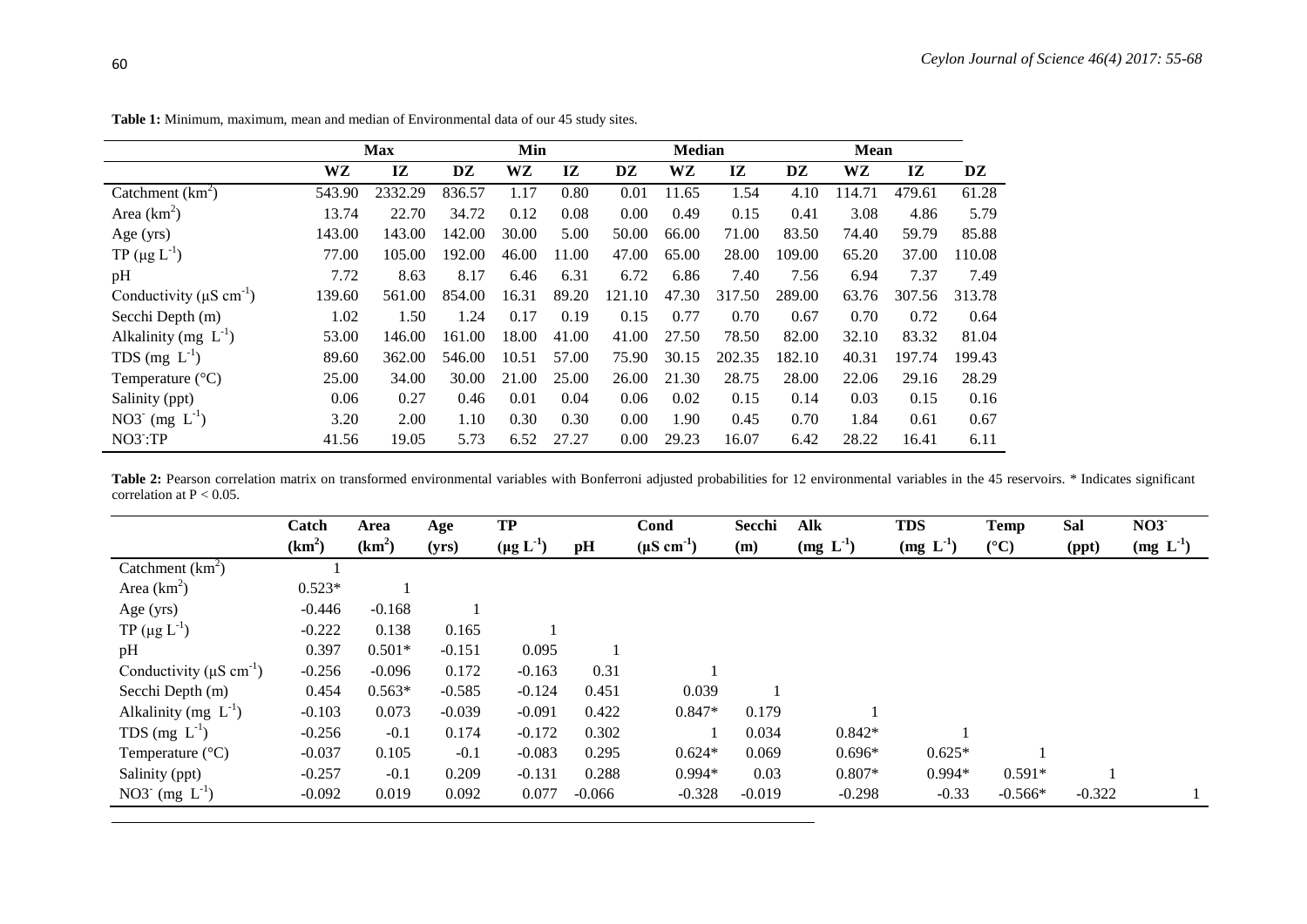**Table 1:** Minimum, maximum, mean and median of Environmental data of our 45 study sites.

| | Max | | | Min | | | Median | | | Mean | | |
|---|---|---|---|---|---|---|---|---|---|---|---|---|
| | WZ | IZ | DZ | WZ | IZ | DZ | WZ | IZ | DZ | WZ | IZ | DZ |
| Catchment ($km^2$) | 543.90 | 2332.29 | 836.57 | 1.17 | 0.80 | 0.01 | 11.65 | 1.54 | 4.10 | 114.71 | 479.61 | 61.28 |
| Area ($km^2$) | 13.74 | 22.70 | 34.72 | 0.12 | 0.08 | 0.00 | 0.49 | 0.15 | 0.41 | 3.08 | 4.86 | 5.79 |
| Age (yrs) | 143.00 | 143.00 | 142.00 | 30.00 | 5.00 | 50.00 | 66.00 | 71.00 | 83.50 | 74.40 | 59.79 | 85.88 |
| TP ($\mu g\ L^{-1}$) | 77.00 | 105.00 | 192.00 | 46.00 | 11.00 | 47.00 | 65.00 | 28.00 | 109.00 | 65.20 | 37.00 | 110.08 |
| pH | 7.72 | 8.63 | 8.17 | 6.46 | 6.31 | 6.72 | 6.86 | 7.40 | 7.56 | 6.94 | 7.37 | 7.49 |
| Conductivity ($\mu S\ cm^{-1}$) | 139.60 | 561.00 | 854.00 | 16.31 | 89.20 | 121.10 | 47.30 | 317.50 | 289.00 | 63.76 | 307.56 | 313.78 |
| Secchi Depth (m) | 1.02 | 1.50 | 1.24 | 0.17 | 0.19 | 0.15 | 0.77 | 0.70 | 0.67 | 0.70 | 0.72 | 0.64 |
| Alkalinity ($mg\ L^{-1}$) | 53.00 | 146.00 | 161.00 | 18.00 | 41.00 | 41.00 | 27.50 | 78.50 | 82.00 | 32.10 | 83.32 | 81.04 |
| TDS ($mg\ L^{-1}$) | 89.60 | 362.00 | 546.00 | 10.51 | 57.00 | 75.90 | 30.15 | 202.35 | 182.10 | 40.31 | 197.74 | 199.43 |
| Temperature (°C) | 25.00 | 34.00 | 30.00 | 21.00 | 25.00 | 26.00 | 21.30 | 28.75 | 28.00 | 22.06 | 29.16 | 28.29 |
| Salinity (ppt) | 0.06 | 0.27 | 0.46 | 0.01 | 0.04 | 0.06 | 0.02 | 0.15 | 0.14 | 0.03 | 0.15 | 0.16 |
| $NO_3^-$ ($mg\ L^{-1}$) | 3.20 | 2.00 | 1.10 | 0.30 | 0.30 | 0.00 | 1.90 | 0.45 | 0.70 | 1.84 | 0.61 | 0.67 |
| $NO_3^-$:TP | 41.56 | 19.05 | 5.73 | 6.52 | 27.27 | 0.00 | 29.23 | 16.07 | 6.42 | 28.22 | 16.41 | 6.11 |

**Table 2:** Pearson correlation matrix on transformed environmental variables with Bonferroni adjusted probabilities for 12 environmental variables in the 45 reservoirs. * Indicates significant correlation at P < 0.05.

| | Catch ($km^2$) | Area ($km^2$) | Age (yrs) | TP ($\mu g\ L^{-1}$) | pH | Cond ($\mu S\ cm^{-1}$) | Secchi (m) | Alk ($mg\ L^{-1}$) | TDS ($mg\ L^{-1}$) | Temp (°C) | Sal (ppt) | $NO_3^-$ ($mg\ L^{-1}$) |
|---|---|---|---|---|---|---|---|---|---|---|---|---|
| Catchment ($km^2$) | 1 | | | | | | | | | | | |
| Area ($km^2$) | 0.523* | 1 | | | | | | | | | | |
| Age (yrs) | -0.446 | -0.168 | 1 | | | | | | | | | |
| TP ($\mu g\ L^{-1}$) | -0.222 | 0.138 | 0.165 | 1 | | | | | | | | |
| pH | 0.397 | 0.501* | -0.151 | 0.095 | 1 | | | | | | | |
| Conductivity ($\mu S\ cm^{-1}$) | -0.256 | -0.096 | 0.172 | -0.163 | 0.31 | 1 | | | | | | |
| Secchi Depth (m) | 0.454 | 0.563* | -0.585 | -0.124 | 0.451 | 0.039 | 1 | | | | | |
| Alkalinity ($mg\ L^{-1}$) | -0.103 | 0.073 | -0.039 | -0.091 | 0.422 | 0.847* | 0.179 | 1 | | | | |
| TDS ($mg\ L^{-1}$) | -0.256 | -0.1 | 0.174 | -0.172 | 0.302 | 1 | 0.034 | 0.842* | 1 | | | |
| Temperature (°C) | -0.037 | 0.105 | -0.1 | -0.083 | 0.295 | 0.624* | 0.069 | 0.696* | 0.625* | 1 | | |
| Salinity (ppt) | -0.257 | -0.1 | 0.209 | -0.131 | 0.288 | 0.994* | 0.03 | 0.807* | 0.994* | 0.591* | 1 | |
| $NO_3^-$ ($mg\ L^{-1}$) | -0.092 | 0.019 | 0.092 | 0.077 | -0.066 | -0.328 | -0.019 | -0.298 | -0.33 | -0.566* | -0.322 | 1 |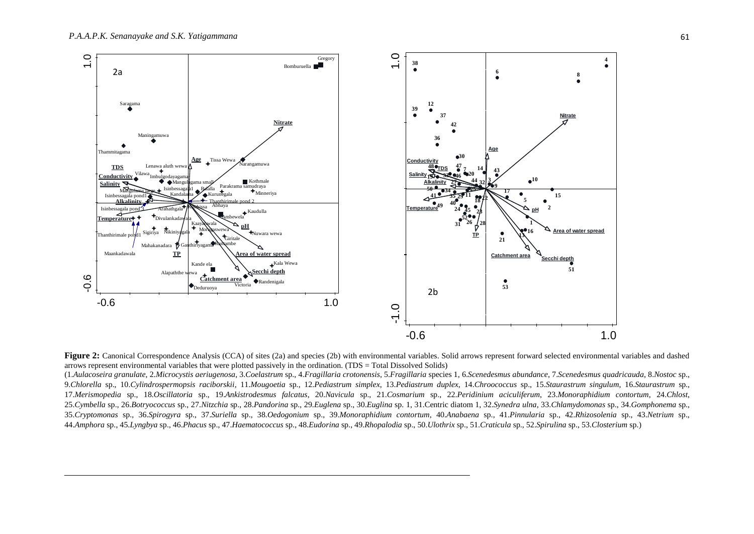2a

1.0
-0.6
-0.6
1.0

Gregory
Bomburuella
Saragama
Maningamuwa
Thammitagama
Nitrate
Age
Tissa Wewa
Narangamuwa
TDS
Lenawa aluth wewa
Conductivity
Vilawa
Imbulgodayagama
Salinity
Mangulagama small
Kothmale
Parakrama samudraya
Mangulama large
Isinbessagala1
Batalla
Minneriya
Isinbessagala pond1
Kandalama
Kurunegala
Alkalinity
Thanthirimale pond 2
Abhaya
Isinbessagala pond 3
Arahathgala
Nachchadua
Nuwarawewa
Kaudulla
Temperature
Ambewela
Divulankadawala
Kaayanwala
pH
Moragaswewa
Nuwara wewa
Thanthirimale pond1
Sigiriya
Nikiniyagala
Giritale
Mahakanadara
Ganthiriyagama
Rajangane
Area of water spread
Maankadawala
TP
Kala Wewa
Kande ela
Alapaththe wewa
Secchi depth
Catchment area
Randenigala
Victoria
Deduruoya

2b

1.0
-1.0
-0.6
1.0

4, 38, 6, 8, 12, 39, 37, 42, 36, Nitrate, Age, 30, Conductivity, 47, 48, TDS, 7, 14, 43, Salinity, 19, 33, 46, 20, 10, Alkalinity, 27, 44, 32, 3, 9, 50, 34, 17, 41, 35, 29, 11, 22, 15, 5, Temperature, 49, 40, 18, 2, 24, 45, pH, 23, 52, 26, 28, 1, 31, 16, TP, 13, Area of water spread, 21, Catchment area, Secchi depth, 51, 53

**Figure 2:** Canonical Correspondence Analysis (CCA) of sites (2a) and species (2b) with environmental variables. Solid arrows represent forward selected environmental variables and dashed arrows represent environmental variables that were plotted passively in the ordination. (TDS = Total Dissolved Solids)

(1.*Aulacoseira granulate*, 2.*Microcystis aeriugenosa*, 3.*Coelastrum* sp., 4.*Fragillaria crotonensis*, 5.*Fragillaria* species 1, 6.*Scenedesmus abundance*, 7.*Scenedesmus quadricauda*, 8.*Nostoc* sp., 9.*Chlorella* sp., 10.*Cylindrospermopsis raciborskii*, 11.*Mougoetia* sp., 12.*Pediastrum simplex*, 13.*Pediastrum duplex*, 14.*Chroococcus* sp., 15.*Staurastrum singulum*, 16.*Staurastrum* sp., 17.*Merismopedia* sp., 18.*Oscillatoria* sp., 19.*Ankistrodesmus falcatus*, 20.*Navicula* sp., 21.*Cosmarium* sp., 22.*Peridinium aciculiferum*, 23.*Monoraphidium contortum*, 24.*Chlost*, 25.*Cymbella* sp., 26.*Botryococcus* sp., 27.*Nitzchia* sp., 28.*Pandorina* sp., 29.*Euglena* sp., 30.*Euglina* sp. 1, 31.Centric diatom 1, 32.*Synedra ulna*, 33.*Chlamydomonas* sp., 34.*Gomphonema* sp., 35.*Cryptomonas* sp., 36.*Spirogyra* sp., 37.*Suriella* sp., 38.*Oedogonium* sp., 39.*Monoraphidium contortum*, 40.*Anabaena* sp., 41.*Pinnularia* sp., 42.*Rhizosolenia* sp., 43.*Netrium* sp., 44.*Amphora* sp., 45.*Lyngbya* sp., 46.*Phacus* sp., 47.*Haematococcus* sp., 48.*Eudorina* sp., 49.*Rhopalodia* sp., 50.*Ulothrix* sp., 51.*Craticula* sp., 52.*Spirulina* sp., 53.*Closterium* sp.)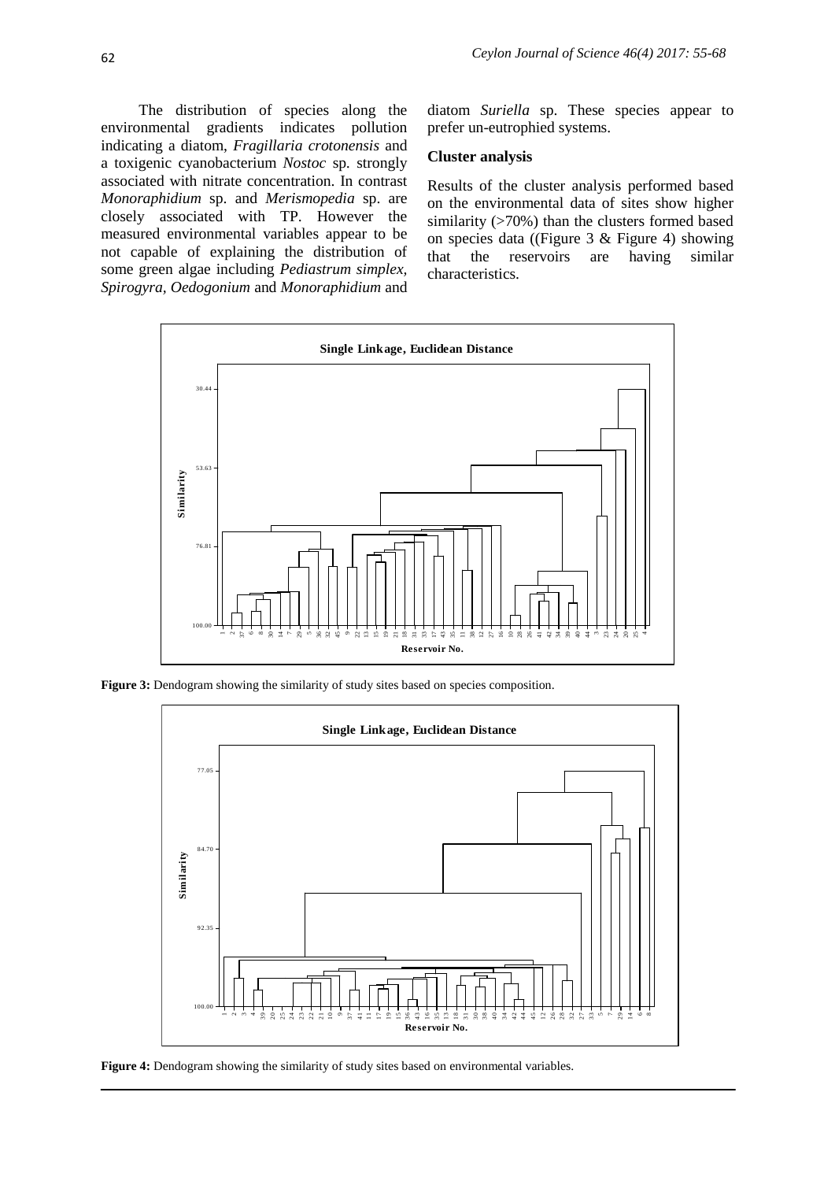The distribution of species along the environmental gradients indicates pollution indicating a diatom, *Fragillaria crotonensis* and a toxigenic cyanobacterium *Nostoc* sp. strongly associated with nitrate concentration. In contrast *Monoraphidium* sp. and *Merismopedia* sp. are closely associated with TP. However the measured environmental variables appear to be not capable of explaining the distribution of some green algae including *Pediastrum simplex, Spirogyra, Oedogonium* and *Monoraphidium* and diatom *Suriella* sp. These species appear to prefer un-eutrophied systems.

## Cluster analysis

Results of the cluster analysis performed based on the environmental data of sites show higher similarity (>70%) than the clusters formed based on species data ((Figure 3 & Figure 4) showing that the reservoirs are having similar characteristics.

Single Linkage, Euclidean Distance

Similarity

30.44

53.63

76.81

100.00

1 2 37 6 8 30 14 7 29 5 36 32 45 9 22 13 15 19 21 18 31 33 17 43 35 11 38 12 27 16 10 28 26 41 42 34 39 40 44 3 23 24 20 25 4

Reservoir No.

**Figure 3:** Dendogram showing the similarity of study sites based on species composition.

Single Linkage, Euclidean Distance

Similarity

77.05

84.70

92.35

100.00

1 2 3 4 39 20 25 24 23 22 21 10 9 37 41 11 17 19 15 36 43 16 35 13 18 31 30 38 40 34 42 44 45 12 26 28 32 27 33 5 7 29 14 6 8

Reservoir No.

**Figure 4:** Dendogram showing the similarity of study sites based on environmental variables.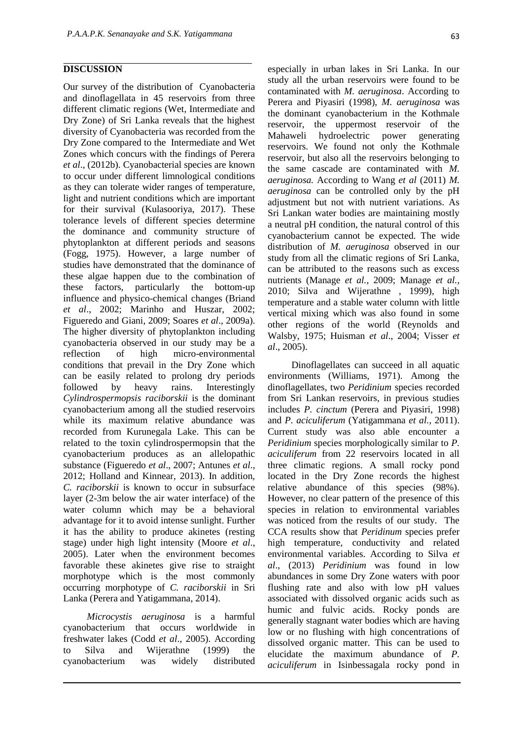## DISCUSSION

Our survey of the distribution of Cyanobacteria and dinoflagellata in 45 reservoirs from three different climatic regions (Wet, Intermediate and Dry Zone) of Sri Lanka reveals that the highest diversity of Cyanobacteria was recorded from the Dry Zone compared to the Intermediate and Wet Zones which concurs with the findings of Perera *et al*., (2012b). Cyanobacterial species are known to occur under different limnological conditions as they can tolerate wider ranges of temperature, light and nutrient conditions which are important for their survival (Kulasooriya, 2017). These tolerance levels of different species determine the dominance and community structure of phytoplankton at different periods and seasons (Fogg, 1975). However, a large number of studies have demonstrated that the dominance of these algae happen due to the combination of these factors, particularly the bottom-up influence and physico-chemical changes (Briand *et al*., 2002; Marinho and Huszar, 2002; Figueredo and Giani, 2009; Soares *et al*., 2009a). The higher diversity of phytoplankton including cyanobacteria observed in our study may be a reflection of high micro-environmental conditions that prevail in the Dry Zone which can be easily related to prolong dry periods followed by heavy rains. Interestingly *Cylindrospermopsis raciborskii* is the dominant cyanobacterium among all the studied reservoirs while its maximum relative abundance was recorded from Kurunegala Lake. This can be related to the toxin cylindrospermopsin that the cyanobacterium produces as an allelopathic substance (Figueredo *et al*., 2007; Antunes *et al*., 2012; Holland and Kinnear, 2013). In addition, *C. raciborskii* is known to occur in subsurface layer (2-3m below the air water interface) of the water column which may be a behavioral advantage for it to avoid intense sunlight. Further it has the ability to produce akinetes (resting stage) under high light intensity (Moore *et al*., 2005). Later when the environment becomes favorable these akinetes give rise to straight morphotype which is the most commonly occurring morphotype of *C. raciborskii* in Sri Lanka (Perera and Yatigammana, 2014).

*Microcystis aeruginosa* is a harmful cyanobacterium that occurs worldwide in freshwater lakes (Codd *et al*., 2005). According to Silva and Wijerathne (1999) the cyanobacterium was widely distributed especially in urban lakes in Sri Lanka. In our study all the urban reservoirs were found to be contaminated with *M. aeruginosa*. According to Perera and Piyasiri (1998), *M. aeruginosa* was the dominant cyanobacterium in the Kothmale reservoir, the uppermost reservoir of the Mahaweli hydroelectric power generating reservoirs. We found not only the Kothmale reservoir, but also all the reservoirs belonging to the same cascade are contaminated with *M. aeruginosa.* According to Wang *et al* (2011) *M. aeruginosa* can be controlled only by the pH adjustment but not with nutrient variations. As Sri Lankan water bodies are maintaining mostly a neutral pH condition, the natural control of this cyanobacterium cannot be expected. The wide distribution of *M. aeruginosa* observed in our study from all the climatic regions of Sri Lanka, can be attributed to the reasons such as excess nutrients (Manage *et al.,* 2009; Manage *et al.,* 2010; Silva and Wijerathne , 1999), high temperature and a stable water column with little vertical mixing which was also found in some other regions of the world (Reynolds and Walsby, 1975; Huisman *et al*., 2004; Visser *et al*., 2005).

Dinoflagellates can succeed in all aquatic environments (Williams, 1971). Among the dinoflagellates, two *Peridinium* species recorded from Sri Lankan reservoirs, in previous studies includes *P. cinctum* (Perera and Piyasiri, 1998) and *P. aciculiferum* (Yatigammana *et al.,* 2011). Current study was also able encounter a *Peridinium* species morphologically similar to *P. aciculiferum* from 22 reservoirs located in all three climatic regions. A small rocky pond located in the Dry Zone records the highest relative abundance of this species (98%). However, no clear pattern of the presence of this species in relation to environmental variables was noticed from the results of our study. The CCA results show that *Peridinum* species prefer high temperature, conductivity and related environmental variables. According to Silva *et al*., (2013) *Peridinium* was found in low abundances in some Dry Zone waters with poor flushing rate and also with low pH values associated with dissolved organic acids such as humic and fulvic acids. Rocky ponds are generally stagnant water bodies which are having low or no flushing with high concentrations of dissolved organic matter. This can be used to elucidate the maximum abundance of *P. aciculiferum* in Isinbessagala rocky pond in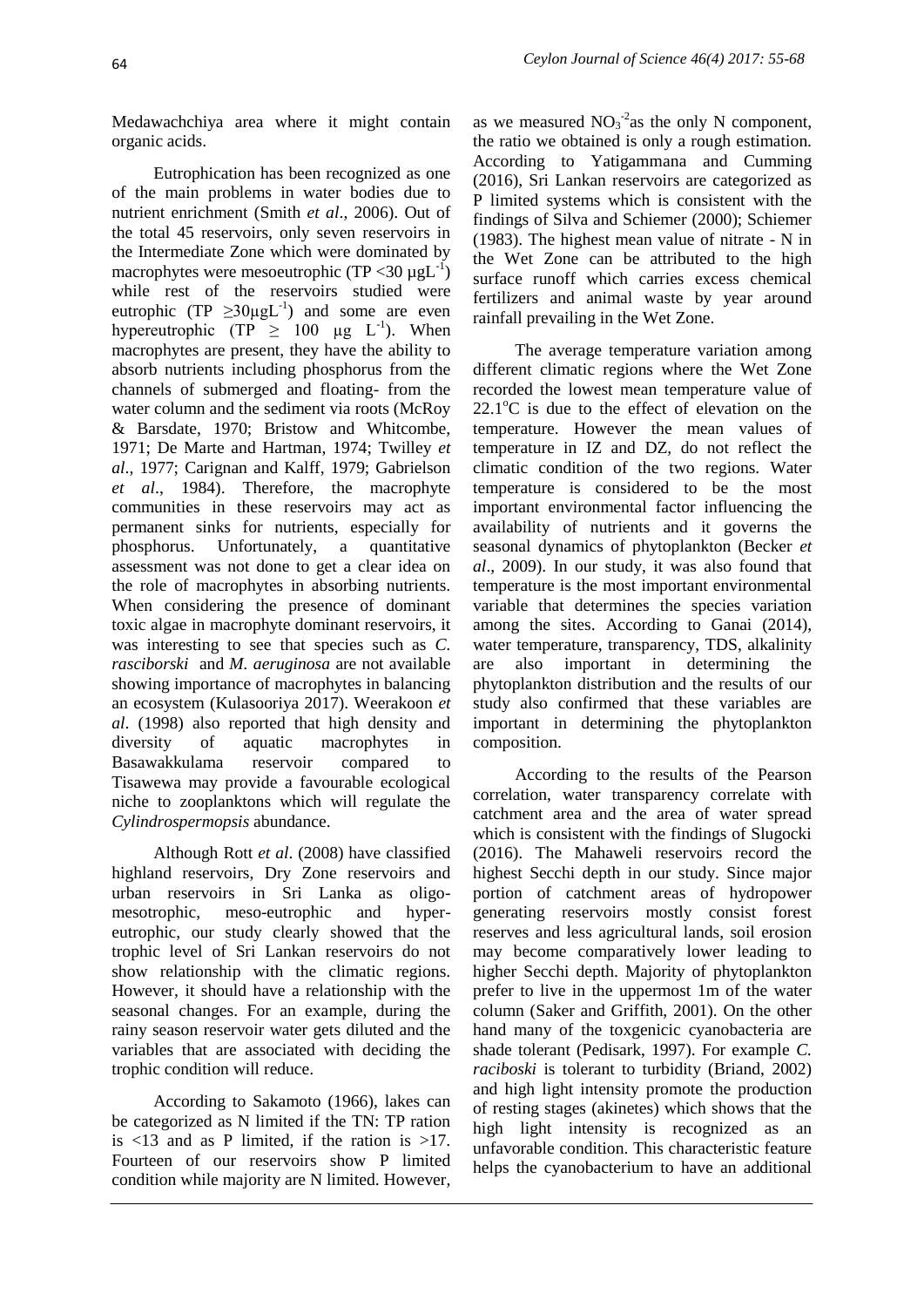Medawachchiya area where it might contain organic acids.

Eutrophication has been recognized as one of the main problems in water bodies due to nutrient enrichment (Smith *et al*., 2006). Out of the total 45 reservoirs, only seven reservoirs in the Intermediate Zone which were dominated by macrophytes were mesoeutrophic (TP <30 $\mu gL^{-1}$) while rest of the reservoirs studied were eutrophic (TP ≥30$\mu gL^{-1}$) and some are even hypereutrophic (TP ≥ 100 $\mu g\ L^{-1}$). When macrophytes are present, they have the ability to absorb nutrients including phosphorus from the channels of submerged and floating- from the water column and the sediment via roots (McRoy & Barsdate, 1970; Bristow and Whitcombe, 1971; De Marte and Hartman, 1974; Twilley *et al*., 1977; Carignan and Kalff, 1979; Gabrielson *et al*., 1984). Therefore, the macrophyte communities in these reservoirs may act as permanent sinks for nutrients, especially for phosphorus. Unfortunately, a quantitative assessment was not done to get a clear idea on the role of macrophytes in absorbing nutrients. When considering the presence of dominant toxic algae in macrophyte dominant reservoirs, it was interesting to see that species such as *C. rasciborski* and *M. aeruginosa* are not available showing importance of macrophytes in balancing an ecosystem (Kulasooriya 2017). Weerakoon *et al*. (1998) also reported that high density and diversity of aquatic macrophytes in Basawakkulama reservoir compared to Tisawewa may provide a favourable ecological niche to zooplanktons which will regulate the *Cylindrospermopsis* abundance.

Although Rott *et al*. (2008) have classified highland reservoirs, Dry Zone reservoirs and urban reservoirs in Sri Lanka as oligo-mesotrophic, meso-eutrophic and hyper-eutrophic, our study clearly showed that the trophic level of Sri Lankan reservoirs do not show relationship with the climatic regions. However, it should have a relationship with the seasonal changes. For an example, during the rainy season reservoir water gets diluted and the variables that are associated with deciding the trophic condition will reduce.

According to Sakamoto (1966), lakes can be categorized as N limited if the TN: TP ration is <13 and as P limited, if the ration is >17. Fourteen of our reservoirs show P limited condition while majority are N limited. However, as we measured $NO_3^{-2}$as the only N component, the ratio we obtained is only a rough estimation. According to Yatigammana and Cumming (2016), Sri Lankan reservoirs are categorized as P limited systems which is consistent with the findings of Silva and Schiemer (2000); Schiemer (1983). The highest mean value of nitrate - N in the Wet Zone can be attributed to the high surface runoff which carries excess chemical fertilizers and animal waste by year around rainfall prevailing in the Wet Zone.

The average temperature variation among different climatic regions where the Wet Zone recorded the lowest mean temperature value of 22.1$^{o}$C is due to the effect of elevation on the temperature. However the mean values of temperature in IZ and DZ, do not reflect the climatic condition of the two regions. Water temperature is considered to be the most important environmental factor influencing the availability of nutrients and it governs the seasonal dynamics of phytoplankton (Becker *et al*., 2009). In our study, it was also found that temperature is the most important environmental variable that determines the species variation among the sites. According to Ganai (2014), water temperature, transparency, TDS, alkalinity are also important in determining the phytoplankton distribution and the results of our study also confirmed that these variables are important in determining the phytoplankton composition.

According to the results of the Pearson correlation, water transparency correlate with catchment area and the area of water spread which is consistent with the findings of Slugocki (2016). The Mahaweli reservoirs record the highest Secchi depth in our study. Since major portion of catchment areas of hydropower generating reservoirs mostly consist forest reserves and less agricultural lands, soil erosion may become comparatively lower leading to higher Secchi depth. Majority of phytoplankton prefer to live in the uppermost 1m of the water column (Saker and Griffith, 2001). On the other hand many of the toxgenicic cyanobacteria are shade tolerant (Pedisark, 1997). For example *C. raciboski* is tolerant to turbidity (Briand, 2002) and high light intensity promote the production of resting stages (akinetes) which shows that the high light intensity is recognized as an unfavorable condition. This characteristic feature helps the cyanobacterium to have an additional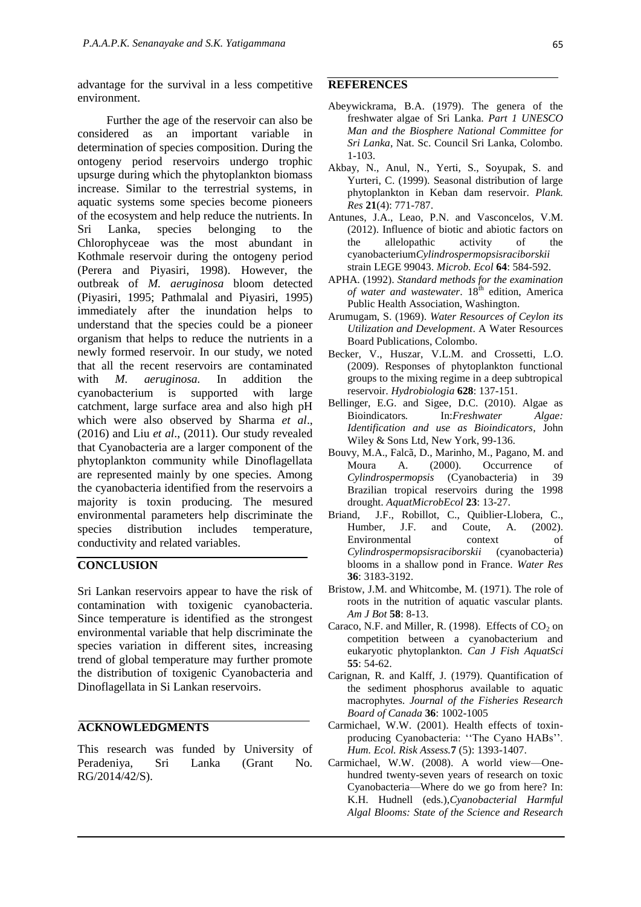advantage for the survival in a less competitive environment.

Further the age of the reservoir can also be considered as an important variable in determination of species composition. During the ontogeny period reservoirs undergo trophic upsurge during which the phytoplankton biomass increase. Similar to the terrestrial systems, in aquatic systems some species become pioneers of the ecosystem and help reduce the nutrients. In Sri Lanka, species belonging to the Chlorophyceae was the most abundant in Kothmale reservoir during the ontogeny period (Perera and Piyasiri, 1998). However, the outbreak of *M. aeruginosa* bloom detected (Piyasiri, 1995; Pathmalal and Piyasiri, 1995) immediately after the inundation helps to understand that the species could be a pioneer organism that helps to reduce the nutrients in a newly formed reservoir. In our study, we noted that all the recent reservoirs are contaminated with *M. aeruginosa.* In addition the cyanobacterium is supported with large catchment, large surface area and also high pH which were also observed by Sharma *et al*., (2016) and Liu *et al*., (2011). Our study revealed that Cyanobacteria are a larger component of the phytoplankton community while Dinoflagellata are represented mainly by one species. Among the cyanobacteria identified from the reservoirs a majority is toxin producing. The mesured environmental parameters help discriminate the species distribution includes temperature, conductivity and related variables.

## CONCLUSION

Sri Lankan reservoirs appear to have the risk of contamination with toxigenic cyanobacteria. Since temperature is identified as the strongest environmental variable that help discriminate the species variation in different sites, increasing trend of global temperature may further promote the distribution of toxigenic Cyanobacteria and Dinoflagellata in Si Lankan reservoirs.

## ACKNOWLEDGMENTS

This research was funded by University of Peradeniya, Sri Lanka (Grant No. RG/2014/42/S).

## REFERENCES

Abeywickrama, B.A. (1979). The genera of the freshwater algae of Sri Lanka. *Part 1 UNESCO Man and the Biosphere National Committee for Sri Lanka*, Nat. Sc. Council Sri Lanka, Colombo. 1-103.

Akbay, N., Anul, N., Yerti, S., Soyupak, S. and Yurteri, C. (1999). Seasonal distribution of large phytoplankton in Keban dam reservoir. *Plank. Res* **21**(4): 771-787.

Antunes, J.A., Leao, P.N. and Vasconcelos, V.M. (2012). Influence of biotic and abiotic factors on the allelopathic activity of the cyanobacterium*Cylindrospermopsisraciborskii* strain LEGE 99043. *Microb. Ecol* **64**: 584-592.

APHA. (1992). *Standard methods for the examination of water and wastewater*. 18th edition, America Public Health Association, Washington.

Arumugam, S. (1969). *Water Resources of Ceylon its Utilization and Development*. A Water Resources Board Publications, Colombo.

Becker, V., Huszar, V.L.M. and Crossetti, L.O. (2009). Responses of phytoplankton functional groups to the mixing regime in a deep subtropical reservoir. *Hydrobiologia* **628**: 137-151.

Bellinger, E.G. and Sigee, D.C. (2010). Algae as Bioindicators. In:*Freshwater Algae: Identification and use as Bioindicators*, John Wiley & Sons Ltd, New York, 99-136.

Bouvy, M.A., Falcã, D., Marinho, M., Pagano, M. and Moura A. (2000). Occurrence of *Cylindrospermopsis* (Cyanobacteria) in 39 Brazilian tropical reservoirs during the 1998 drought. *AquatMicrobEcol* **23**: 13-27.

Briand, J.F., Robillot, C., Quiblier-Llobera, C., Humber, J.F. and Coute, A. (2002). Environmental context of *Cylindrospermopsisraciborskii* (cyanobacteria) blooms in a shallow pond in France. *Water Res* **36**: 3183-3192.

Bristow, J.M. and Whitcombe, M. (1971). The role of roots in the nutrition of aquatic vascular plants. *Am J Bot* **58**: 8-13.

Caraco, N.F. and Miller, R. (1998). Effects of $CO_2$ on competition between a cyanobacterium and eukaryotic phytoplankton. *Can J Fish AquatSci* **55**: 54-62.

Carignan, R. and Kalff, J. (1979). Quantification of the sediment phosphorus available to aquatic macrophytes. *Journal of the Fisheries Research Board of Canada* **36**: 1002-1005

Carmichael, W.W. (2001). Health effects of toxin-producing Cyanobacteria: ''The Cyano HABs''. *Hum. Ecol. Risk Assess.***7** (5): 1393-1407.

Carmichael, W.W. (2008). A world view—One-hundred twenty-seven years of research on toxic Cyanobacteria—Where do we go from here? In: K.H. Hudnell (eds.),*Cyanobacterial Harmful Algal Blooms: State of the Science and Research*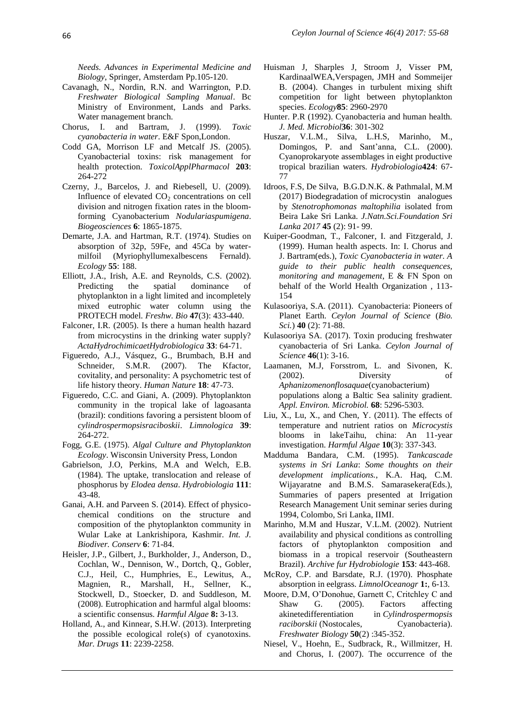*Needs. Advances in Experimental Medicine and Biology*, Springer, Amsterdam Pp.105-120.

Cavanagh, N., Nordin, R.N. and Warrington, P.D. *Freshwater Biological Sampling Manual*. Bc Ministry of Environment, Lands and Parks. Water management branch.

Chorus, I. and Bartram, J. (1999). *Toxic cyanobacteria in water*. E&F Spon,London.

Codd GA, Morrison LF and Metcalf JS. (2005). Cyanobacterial toxins: risk management for health protection. *ToxicolApplPharmacol* **203**: 264-272

Czerny, J., Barcelos, J. and Riebesell, U. (2009). Influence of elevated $CO_2$ concentrations on cell division and nitrogen fixation rates in the bloom-forming Cyanobacterium *Nodulariaspumigena*. *Biogeosciences* **6**: 1865-1875.

Demarte, J.A. and Hartman, R.T. (1974). Studies on absorption of 32p, 59Fe, and 45Ca by water-milfoil (Myriophyllumexalbescens Fernald). *Ecology* **55**: 188.

Elliott, J.A., Irish, A.E. and Reynolds, C.S. (2002). Predicting the spatial dominance of phytoplankton in a light limited and incompletely mixed eutrophic water column using the PROTECH model. *Freshw. Bio* **47**(3): 433-440.

Falconer, I.R. (2005). Is there a human health hazard from microcystins in the drinking water supply? *ActaHydrochimicaetHydrobiologica* **33**: 64-71.

Figueredo, A.J., Vásquez, G., Brumbach, B.H and Schneider, S.M.R. (2007). The Kfactor, covitality, and personality: A psychometric test of life history theory. *Human Nature* **18**: 47-73.

Figueredo, C.C. and Giani, A. (2009). Phytoplankton community in the tropical lake of lagoasanta (brazil): conditions favoring a persistent bloom of *cylindrospermopsisraciboskii*. *Limnologica* **39**: 264-272.

Fogg, G.E. (1975). *Algal Culture and Phytoplankton Ecology*. Wisconsin University Press, London

Gabrielson, J.O, Perkins, M.A and Welch, E.B. (1984). The uptake, translocation and release of phosphorus by *Elodea densa*. *Hydrobiologia* **111**: 43-48.

Ganai, A.H. and Parveen S. (2014). Effect of physico-chemical conditions on the structure and composition of the phytoplankton community in Wular Lake at Lankrishipora, Kashmir. *Int. J. Biodiver. Conserv* **6**: 71-84.

Heisler, J.P., Gilbert, J., Burkholder, J., Anderson, D., Cochlan, W., Dennison, W., Dortch, Q., Gobler, C.J., Heil, C., Humphries, E., Lewitus, A., Magnien, R., Marshall, H., Sellner, K., Stockwell, D., Stoecker, D. and Suddleson, M. (2008). Eutrophication and harmful algal blooms: a scientific consensus. *Harmful Algae* **8:** 3-13.

Holland, A., and Kinnear, S.H.W. (2013). Interpreting the possible ecological role(s) of cyanotoxins. *Mar. Drugs* **11**: 2239-2258.

Huisman J, Sharples J, Stroom J, Visser PM, KardinaalWEA,Verspagen, JMH and Sommeijer B. (2004). Changes in turbulent mixing shift competition for light between phytoplankton species. *Ecology***85**: 2960-2970

Hunter. P.R (1992). Cyanobacteria and human health. *J. Med. Microbiol***36**: 301-302

Huszar, V.L.M., Silva, L.H.S, Marinho, M., Domingos, P. and Sant'anna, C.L. (2000). Cyanoprokaryote assemblages in eight productive tropical brazilian waters. *Hydrobiologia***424**: 67-77

Idroos, F.S, De Silva, B.G.D.N.K. & Pathmalal, M.M (2017) Biodegradation of microcystin analogues by *Stenotrophomonas maltophilia* isolated from Beira Lake Sri Lanka. *J.Natn.Sci.Foundation Sri Lanka 2017* **45** (2): 91- 99.

Kuiper-Goodman, T., Falconer, I. and Fitzgerald, J. (1999). Human health aspects. In: I. Chorus and J. Bartram(eds.), *Toxic Cyanobacteria in water. A guide to their public health consequences, monitoring and management*, E & FN Spon on behalf of the World Health Organization , 113-154

Kulasooriya, S.A. (2011). Cyanobacteria: Pioneers of Planet Earth. *Ceylon Journal of Science* (*Bio. Sci.*) **40** (2): 71-88.

Kulasooriya SA. (2017). Toxin producing freshwater cyanobacteria of Sri Lanka. *Ceylon Journal of Science* **46**(1): 3-16.

Laamanen, M.J, Forsstrom, L. and Sivonen, K. (2002). Diversity of *Aphanizomenonflosaquae*(cyanobacterium) populations along a Baltic Sea salinity gradient. *Appl. Environ. Microbiol.* **68**: 5296-5303.

Liu, X., Lu, X., and Chen, Y. (2011). The effects of temperature and nutrient ratios on *Microcystis* blooms in lakeTaihu, china: An 11-year investigation. *Harmful Algae* **10**(3): 337-343.

Madduma Bandara, C.M. (1995). *Tankcascade systems in Sri Lanka*: *Some thoughts on their development implications.*, K.A. Haq, C.M. Wijayaratne and B.M.S. Samarasekera(Eds.), Summaries of papers presented at Irrigation Research Management Unit seminar series during 1994, Colombo, Sri Lanka, IIMI.

Marinho, M.M and Huszar, V.L.M. (2002). Nutrient availability and physical conditions as controlling factors of phytoplankton composition and biomass in a tropical reservoir (Southeastern Brazil). *Archive fur Hydrobiologie* **153**: 443-468.

McRoy, C.P. and Barsdate, R.J. (1970). Phosphate absorption in eelgrass. *LimnolOceanogr* **1:**, 6-13.

Moore, D.M, O'Donohue, Garnett C, Critchley C and Shaw G. (2005). Factors affecting akinetedifferentiation in *Cylindrospermopsis raciborskii* (Nostocales, Cyanobacteria). *Freshwater Biology* **50**(2) :345-352.

Niesel, V., Hoehn, E., Sudbrack, R., Willmitzer, H. and Chorus, I. (2007). The occurrence of the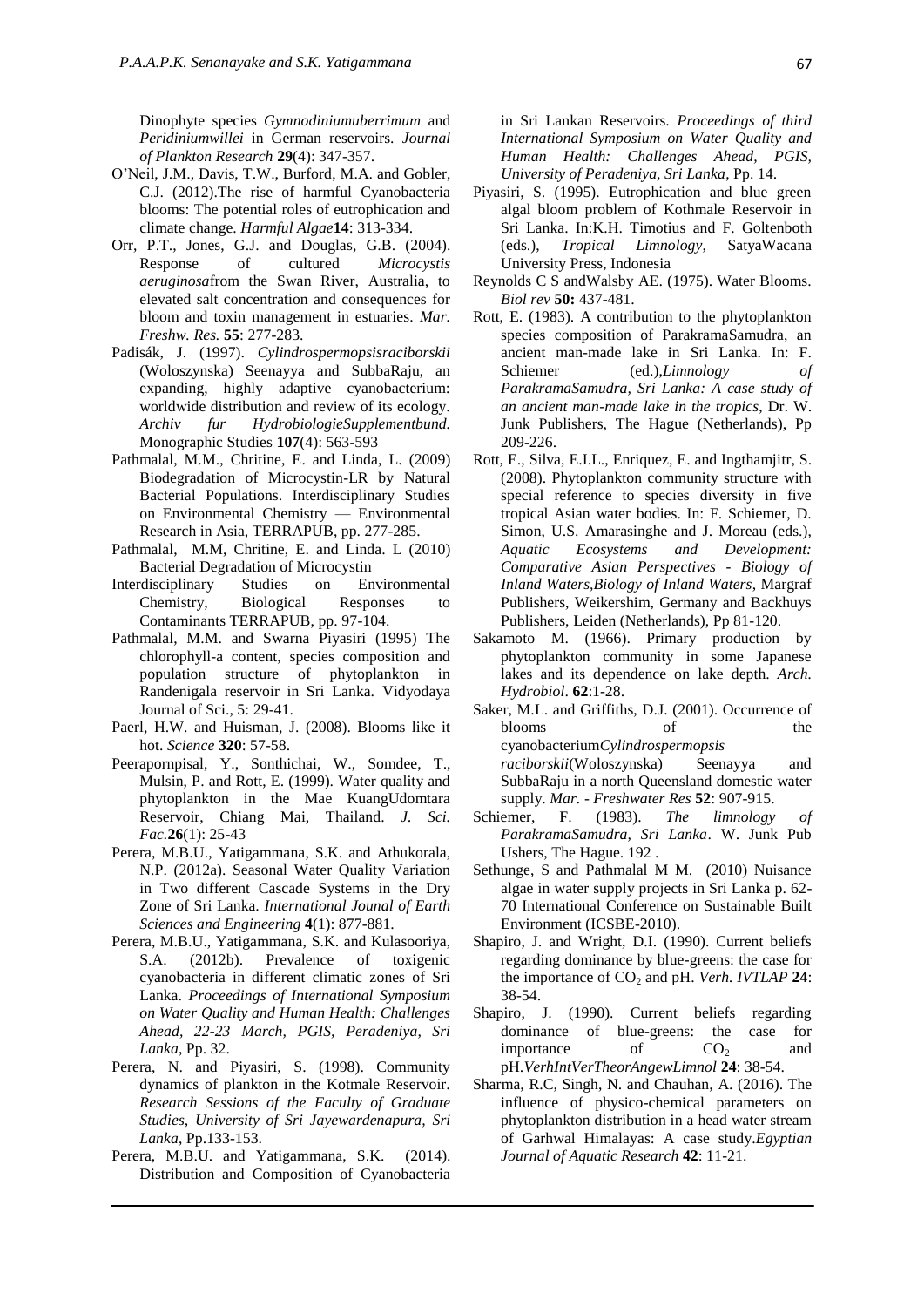Dinophyte species *Gymnodiniumuberrimum* and *Peridiniumwillei* in German reservoirs. *Journal of Plankton Research* **29**(4): 347-357.

O'Neil, J.M., Davis, T.W., Burford, M.A. and Gobler, C.J. (2012).The rise of harmful Cyanobacteria blooms: The potential roles of eutrophication and climate change. *Harmful Algae***14**: 313-334.

Orr, P.T., Jones, G.J. and Douglas, G.B. (2004). Response of cultured *Microcystis aeruginosa*from the Swan River, Australia, to elevated salt concentration and consequences for bloom and toxin management in estuaries. *Mar. Freshw. Res.* **55**: 277-283.

Padisák, J. (1997). *Cylindrospermopsisraciborskii* (Woloszynska) Seenayya and SubbaRaju, an expanding, highly adaptive cyanobacterium: worldwide distribution and review of its ecology. *Archiv fur HydrobiologieSupplementbund.* Monographic Studies **107**(4): 563-593

Pathmalal, M.M., Chritine, E. and Linda, L. (2009) Biodegradation of Microcystin-LR by Natural Bacterial Populations. Interdisciplinary Studies on Environmental Chemistry — Environmental Research in Asia, TERRAPUB, pp. 277-285.

Pathmalal, M.M, Chritine, E. and Linda. L (2010) Bacterial Degradation of Microcystin

Interdisciplinary Studies on Environmental Chemistry, Biological Responses to Contaminants TERRAPUB, pp. 97-104.

Pathmalal, M.M. and Swarna Piyasiri (1995) The chlorophyll-a content, species composition and population structure of phytoplankton in Randenigala reservoir in Sri Lanka. Vidyodaya Journal of Sci., 5: 29-41.

Paerl, H.W. and Huisman, J. (2008). Blooms like it hot. *Science* **320**: 57-58.

Peerapornpisal, Y., Sonthichai, W., Somdee, T., Mulsin, P. and Rott, E. (1999). Water quality and phytoplankton in the Mae KuangUdomtara Reservoir, Chiang Mai, Thailand. *J. Sci. Fac.***26**(1): 25-43

Perera, M.B.U., Yatigammana, S.K. and Athukorala, N.P. (2012a). Seasonal Water Quality Variation in Two different Cascade Systems in the Dry Zone of Sri Lanka. *International Jounal of Earth Sciences and Engineering* **4**(1): 877-881.

Perera, M.B.U., Yatigammana, S.K. and Kulasooriya, S.A. (2012b). Prevalence of toxigenic cyanobacteria in different climatic zones of Sri Lanka. *Proceedings of International Symposium on Water Quality and Human Health: Challenges Ahead, 22-23 March, PGIS, Peradeniya, Sri Lanka*, Pp. 32.

Perera, N. and Piyasiri, S. (1998). Community dynamics of plankton in the Kotmale Reservoir. *Research Sessions of the Faculty of Graduate Studies, University of Sri Jayewardenapura, Sri Lanka*, Pp.133-153.

Perera, M.B.U. and Yatigammana, S.K. (2014). Distribution and Composition of Cyanobacteria in Sri Lankan Reservoirs. *Proceedings of third International Symposium on Water Quality and Human Health: Challenges Ahead, PGIS, University of Peradeniya, Sri Lanka*, Pp. 14.

Piyasiri, S. (1995). Eutrophication and blue green algal bloom problem of Kothmale Reservoir in Sri Lanka. In:K.H. Timotius and F. Goltenboth (eds.), *Tropical Limnology*, SatyaWacana University Press, Indonesia

Reynolds C S andWalsby AE. (1975). Water Blooms. *Biol rev* **50:** 437-481.

Rott, E. (1983). A contribution to the phytoplankton species composition of ParakramaSamudra, an ancient man-made lake in Sri Lanka. In: F. Schiemer (ed.),*Limnology of ParakramaSamudra, Sri Lanka: A case study of an ancient man-made lake in the tropics*, Dr. W. Junk Publishers, The Hague (Netherlands), Pp 209-226.

Rott, E., Silva, E.I.L., Enriquez, E. and Ingthamjitr, S. (2008). Phytoplankton community structure with special reference to species diversity in five tropical Asian water bodies. In: F. Schiemer, D. Simon, U.S. Amarasinghe and J. Moreau (eds.), *Aquatic Ecosystems and Development: Comparative Asian Perspectives - Biology of Inland Waters,Biology of Inland Waters*, Margraf Publishers, Weikershim, Germany and Backhuys Publishers, Leiden (Netherlands), Pp 81-120.

Sakamoto M. (1966). Primary production by phytoplankton community in some Japanese lakes and its dependence on lake depth. *Arch. Hydrobiol*. **62**:1-28.

Saker, M.L. and Griffiths, D.J. (2001). Occurrence of blooms of the cyanobacterium*Cylindrospermopsis raciborskii*(Woloszynska) Seenayya and SubbaRaju in a north Queensland domestic water supply. *Mar. - Freshwater Res* **52**: 907-915.

Schiemer, F. (1983). *The limnology of ParakramaSamudra, Sri Lanka*. W. Junk Pub Ushers, The Hague. 192 .

Sethunge, S and Pathmalal M M. (2010) Nuisance algae in water supply projects in Sri Lanka p. 62-70 International Conference on Sustainable Built Environment (ICSBE-2010).

Shapiro, J. and Wright, D.I. (1990). Current beliefs regarding dominance by blue-greens: the case for the importance of $CO_2$ and pH. *Verh. IVTLAP* **24**: 38-54.

Shapiro, J. (1990). Current beliefs regarding dominance of blue-greens: the case for importance of $CO_2$ and pH.*VerhIntVerTheorAngewLimnol* **24**: 38-54.

Sharma, R.C, Singh, N. and Chauhan, A. (2016). The influence of physico-chemical parameters on phytoplankton distribution in a head water stream of Garhwal Himalayas: A case study.*Egyptian Journal of Aquatic Research* **42**: 11-21.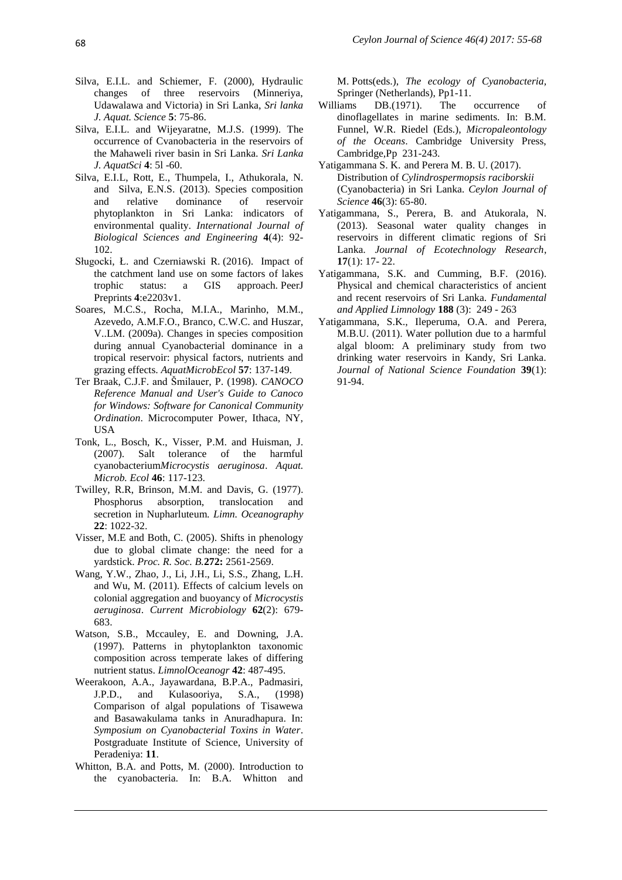Silva, E.I.L. and Schiemer, F. (2000), Hydraulic changes of three reservoirs (Minneriya, Udawalawa and Victoria) in Sri Lanka, *Sri lanka J. Aquat. Science* **5**: 75-86.

Silva, E.I.L. and Wijeyaratne, M.J.S. (1999). The occurrence of Cvanobacteria in the reservoirs of the Mahaweli river basin in Sri Lanka. *Sri Lanka J. AquatSci* **4**: 5l -60.

Silva, E.I.L, Rott, E., Thumpela, I., Athukorala, N. and Silva, E.N.S. (2013). Species composition and relative dominance of reservoir phytoplankton in Sri Lanka: indicators of environmental quality. *International Journal of Biological Sciences and Engineering* **4**(4): 92-102.

Sługocki, Ł. and Czerniawski R. (2016). Impact of the catchment land use on some factors of lakes trophic status: a GIS approach. PeerJ Preprints **4**:e2203v1.

Soares, M.C.S., Rocha, M.I.A., Marinho, M.M., Azevedo, A.M.F.O., Branco, C.W.C. and Huszar, V..LM. (2009a). Changes in species composition during annual Cyanobacterial dominance in a tropical reservoir: physical factors, nutrients and grazing effects. *AquatMicrobEcol* **57**: 137-149.

Ter Braak, C.J.F. and Šmilauer, P. (1998). *CANOCO Reference Manual and User's Guide to Canoco for Windows: Software for Canonical Community Ordination*. Microcomputer Power, Ithaca, NY, USA

Tonk, L., Bosch, K., Visser, P.M. and Huisman, J. (2007). Salt tolerance of the harmful cyanobacterium*Microcystis aeruginosa*. *Aquat. Microb. Ecol* **46**: 117-123.

Twilley, R.R, Brinson, M.M. and Davis, G. (1977). Phosphorus absorption, translocation and secretion in Nupharluteum. *Limn. Oceanography* **22**: 1022-32.

Visser, M.E and Both, C. (2005). Shifts in phenology due to global climate change: the need for a yardstick. *Proc. R. Soc. B.***272:** 2561-2569.

Wang, Y.W., Zhao, J., Li, J.H., Li, S.S., Zhang, L.H. and Wu, M. (2011). Effects of calcium levels on colonial aggregation and buoyancy of *Microcystis aeruginosa*. *Current Microbiology* **62**(2): 679-683.

Watson, S.B., Mccauley, E. and Downing, J.A. (1997). Patterns in phytoplankton taxonomic composition across temperate lakes of differing nutrient status. *LimnolOceanogr* **42**: 487-495.

Weerakoon, A.A., Jayawardana, B.P.A., Padmasiri, J.P.D., and Kulasooriya, S.A., (1998) Comparison of algal populations of Tisawewa and Basawakulama tanks in Anuradhapura. In: *Symposium on Cyanobacterial Toxins in Water*. Postgraduate Institute of Science, University of Peradeniya: **11**.

Whitton, B.A. and Potts, M. (2000). Introduction to the cyanobacteria. In: B.A. Whitton and M. Potts(eds.), *The ecology of Cyanobacteria*, Springer (Netherlands), Pp1-11.

Williams DB.(1971). The occurrence of dinoflagellates in marine sediments. In: B.M. Funnel, W.R. Riedel (Eds.), *Micropaleontology of the Oceans*. Cambridge University Press, Cambridge,Pp 231-243.

Yatigammana S. K. and Perera M. B. U. (2017). Distribution of *Cylindrospermopsis raciborskii* (Cyanobacteria) in Sri Lanka. *Ceylon Journal of Science* **46**(3): 65-80.

Yatigammana, S., Perera, B. and Atukorala, N. (2013). Seasonal water quality changes in reservoirs in different climatic regions of Sri Lanka. *Journal of Ecotechnology Research*, **17**(1): 17- 22.

Yatigammana, S.K. and Cumming, B.F. (2016). Physical and chemical characteristics of ancient and recent reservoirs of Sri Lanka. *Fundamental and Applied Limnology* **188** (3): 249 - 263

Yatigammana, S.K., Ileperuma, O.A. and Perera, M.B.U. (2011). Water pollution due to a harmful algal bloom: A preliminary study from two drinking water reservoirs in Kandy, Sri Lanka. *Journal of National Science Foundation* **39**(1): 91-94.